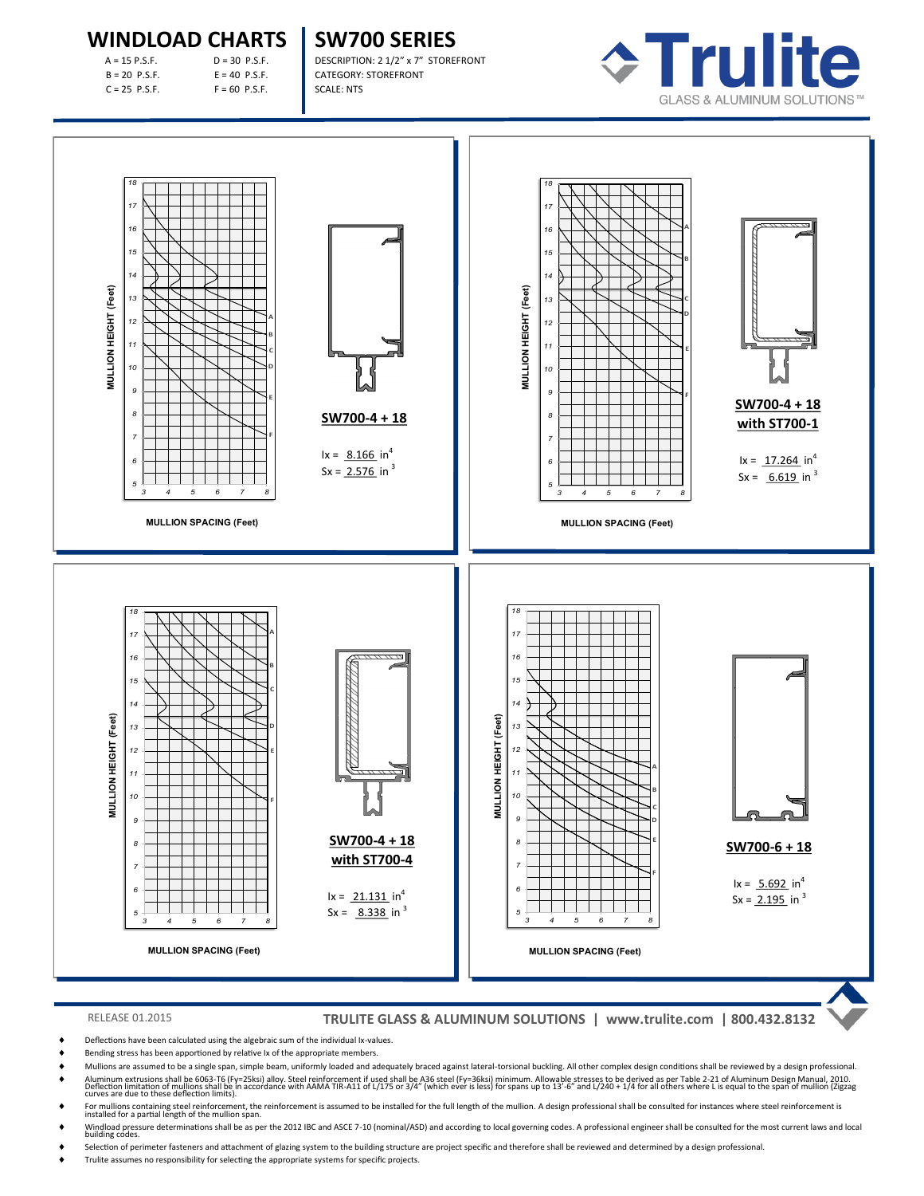# WINDLOAD CHARTS

A = 15 P.S.F.
B = 20 P.S.F.
C = 25 P.S.F.
D = 30 P.S.F.
E = 40 P.S.F.
F = 60 P.S.F.

# SW700 SERIES

DESCRIPTION: 2 1/2" x 7" STOREFRONT
CATEGORY: STOREFRONT
SCALE: NTS

Trulite
GLASS & ALUMINUM SOLUTIONS™

MULLION HEIGHT (Feet)

MULLION SPACING (Feet)

**SW700-4 + 18**

Ix = 8.166 $in^4$
Sx = 2.576 $in^3$

MULLION HEIGHT (Feet)

MULLION SPACING (Feet)

**SW700-4 + 18 with ST700-1**

Ix = 17.264 $in^4$
Sx = 6.619 $in^3$

MULLION HEIGHT (Feet)

MULLION SPACING (Feet)

**SW700-4 + 18 with ST700-4**

Ix = 21.131 $in^4$
Sx = 8.338 $in^3$

MULLION HEIGHT (Feet)

MULLION SPACING (Feet)

**SW700-6 + 18**

Ix = 5.692 $in^4$
Sx = 2.195 $in^3$

RELEASE 01.2015

**TRULITE GLASS & ALUMINUM SOLUTIONS | www.trulite.com | 800.432.8132**

- Deflections have been calculated using the algebraic sum of the individual Ix-values.
- Bending stress has been apportioned by relative Ix of the appropriate members.
- Mullions are assumed to be a single span, simple beam, uniformly loaded and adequately braced against lateral-torsional buckling. All other complex design conditions shall be reviewed by a design professional.
- Aluminum extrusions shall be 6063-T6 (Fy=25ksi) alloy. Steel reinforcement if used shall be A36 steel (Fy=36ksi) minimum. Allowable stresses to be derived as per Table 2-21 of Aluminum Design Manual, 2010. Deflection limitation of mullions shall be in accordance with AAMA TIR-A11 of L/175 or 3/4" (which ever is less) for spans up to 13'-6" and L/240 + 1/4 for all others where L is equal to the span of mullion (Zigzag curves are due to these deflection limits).
- For mullions containing steel reinforcement, the reinforcement is assumed to be installed for the full length of the mullion. A design professional shall be consulted for instances where steel reinforcement is installed for a partial length of the mullion span.
- Windload pressure determinations shall be as per the 2012 IBC and ASCE 7-10 (nominal/ASD) and according to local governing codes. A professional engineer shall be consulted for the most current laws and local building codes.
- Selection of perimeter fasteners and attachment of glazing system to the building structure are project specific and therefore shall be reviewed and determined by a design professional.
- Trulite assumes no responsibility for selecting the appropriate systems for specific projects.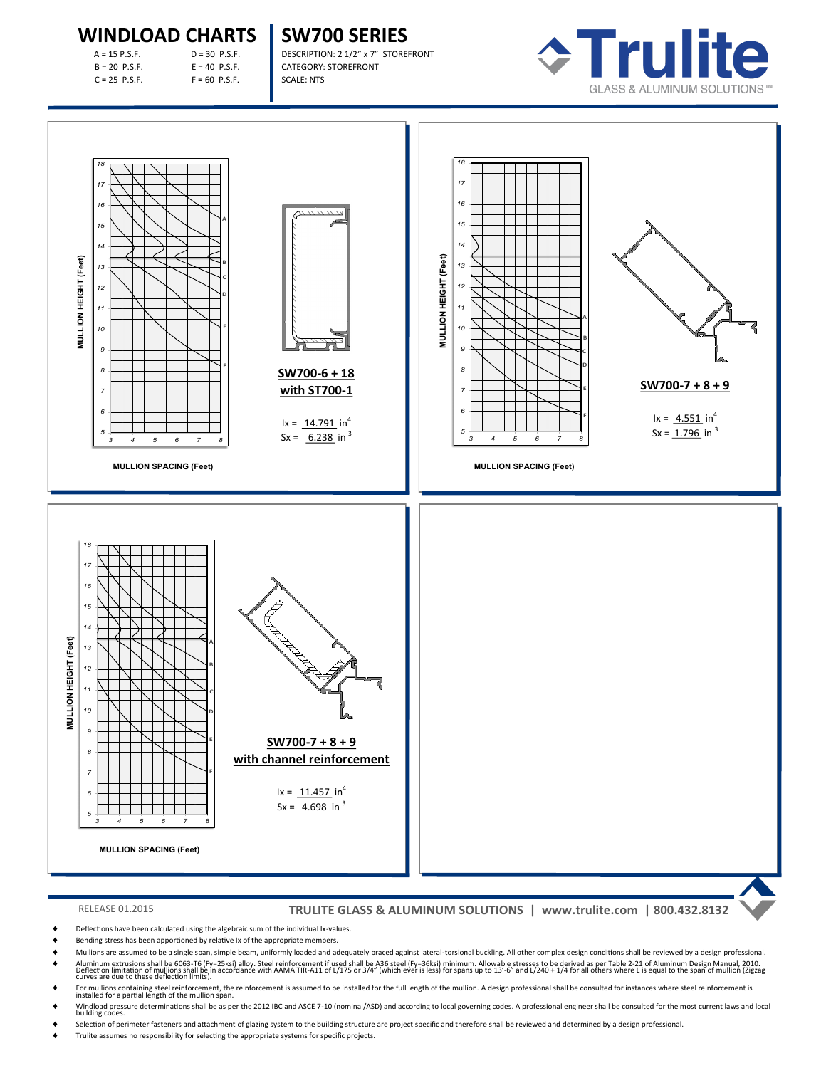# WINDLOAD CHARTS

A = 15 P.S.F.
B = 20 P.S.F.
C = 25 P.S.F.
D = 30 P.S.F.
E = 40 P.S.F.
F = 60 P.S.F.

# SW700 SERIES

DESCRIPTION: 2 1/2" x 7" STOREFRONT
CATEGORY: STOREFRONT
SCALE: NTS

Trulite GLASS & ALUMINUM SOLUTIONS™

MULLION HEIGHT (Feet)

MULLION SPACING (Feet)

**SW700-6 + 18 with ST700-1**

$Ix = 14.791\ in^4$
$Sx = 6.238\ in^3$

MULLION HEIGHT (Feet)

MULLION SPACING (Feet)

**SW700-7 + 8 + 9**

$Ix = 4.551\ in^4$
$Sx = 1.796\ in^3$

MULLION HEIGHT (Feet)

MULLION SPACING (Feet)

**SW700-7 + 8 + 9 with channel reinforcement**

$Ix = 11.457\ in^4$
$Sx = 4.698\ in^3$

RELEASE 01.2015

**TRULITE GLASS & ALUMINUM SOLUTIONS | www.trulite.com | 800.432.8132**

- Deflections have been calculated using the algebraic sum of the individual Ix-values.
- Bending stress has been apportioned by relative Ix of the appropriate members.
- Mullions are assumed to be a single span, simple beam, uniformly loaded and adequately braced against lateral-torsional buckling. All other complex design conditions shall be reviewed by a design professional.
- Aluminum extrusions shall be 6063-T6 (Fy=25ksi) alloy. Steel reinforcement if used shall be A36 steel (Fy=36ksi) minimum. Allowable stresses to be derived as per Table 2-21 of Aluminum Design Manual, 2010. Deflection limitation of mullions shall be in accordance with AAMA TIR-A11 of L/175 or 3/4" (which ever is less) for spans up to 13'-6" and L/240 + 1/4 for all others where L is equal to the span of mullion (Zigzag curves are due to these deflection limits).
- For mullions containing steel reinforcement, the reinforcement is assumed to be installed for the full length of the mullion. A design professional shall be consulted for instances where steel reinforcement is installed for a partial length of the mullion span.
- Windload pressure determinations shall be as per the 2012 IBC and ASCE 7-10 (nominal/ASD) and according to local governing codes. A professional engineer shall be consulted for the most current laws and local building codes.
- Selection of perimeter fasteners and attachment of glazing system to the building structure are project specific and therefore shall be reviewed and determined by a design professional.
- Trulite assumes no responsibility for selecting the appropriate systems for specific projects.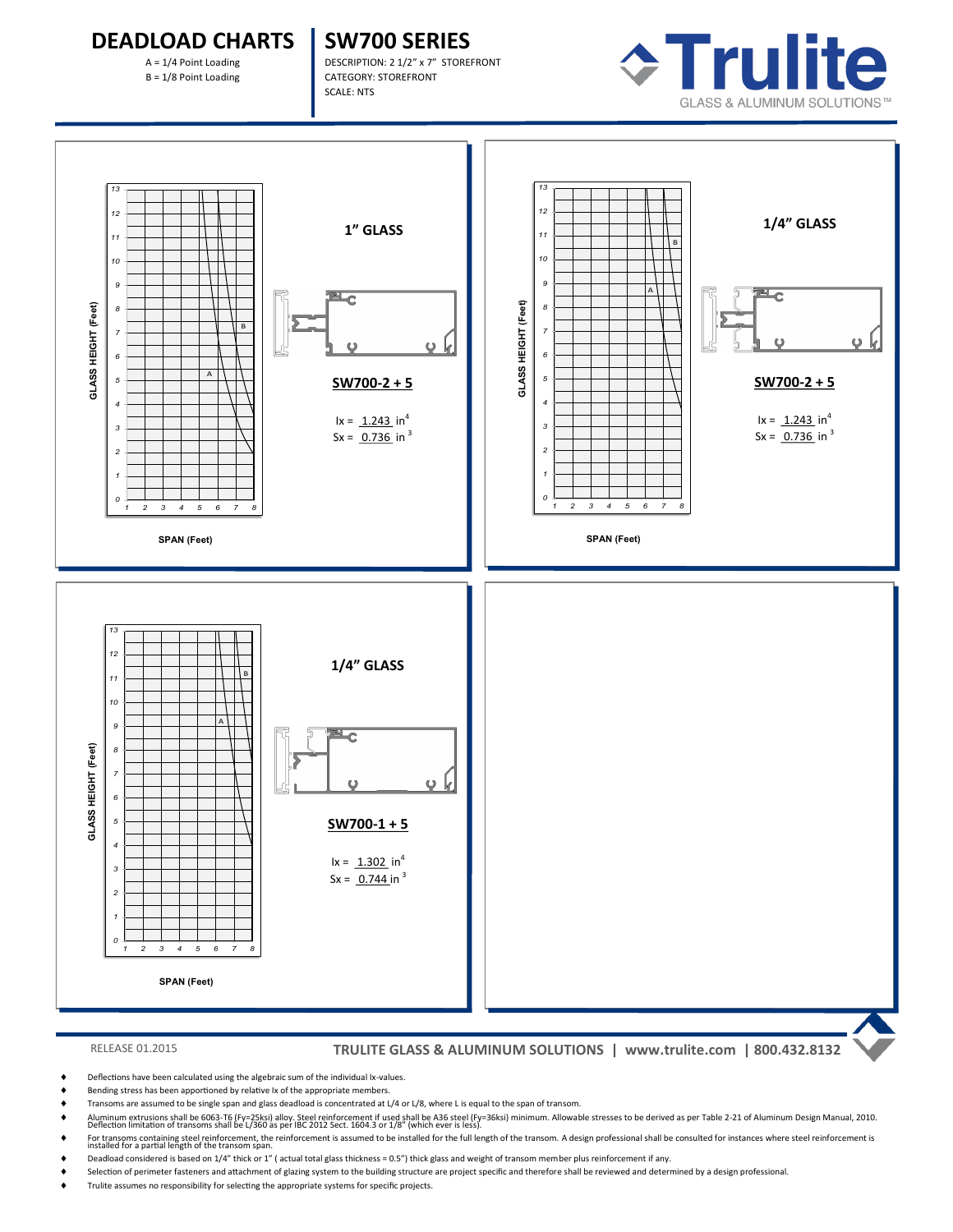# DEADLOAD CHARTS

A = 1/4 Point Loading
B = 1/8 Point Loading

# SW700 SERIES

DESCRIPTION: 2 1/2" x 7" STOREFRONT
CATEGORY: STOREFRONT
SCALE: NTS

Trulite
GLASS & ALUMINUM SOLUTIONS™

GLASS HEIGHT (Feet)
0 1 2 3 4 5 6 7 8 9 10 11 12 13
SPAN (Feet)
1 2 3 4 5 6 7 8
A
B

**1" GLASS**

**SW700-2 + 5**

Ix = 1.243 $in^4$
Sx = 0.736 $in^3$

GLASS HEIGHT (Feet)
0 1 2 3 4 5 6 7 8 9 10 11 12 13
SPAN (Feet)
1 2 3 4 5 6 7 8
A
B

**1/4" GLASS**

**SW700-2 + 5**

Ix = 1.243 $in^4$
Sx = 0.736 $in^3$

GLASS HEIGHT (Feet)
0 1 2 3 4 5 6 7 8 9 10 11 12 13
SPAN (Feet)
1 2 3 4 5 6 7 8
A
B

**1/4" GLASS**

**SW700-1 + 5**

Ix = 1.302 $in^4$
Sx = 0.744 $in^3$

RELEASE 01.2015

TRULITE GLASS & ALUMINUM SOLUTIONS | www.trulite.com | 800.432.8132

- Deflections have been calculated using the algebraic sum of the individual Ix-values.
- Bending stress has been apportioned by relative Ix of the appropriate members.
- Transoms are assumed to be single span and glass deadload is concentrated at L/4 or L/8, where L is equal to the span of transom.
- Aluminum extrusions shall be 6063-T6 (Fy=25ksi) alloy. Steel reinforcement if used shall be A36 steel (Fy=36ksi) minimum. Allowable stresses to be derived as per Table 2-21 of Aluminum Design Manual, 2010. Deflection limitation of transoms shall be L/360 as per IBC 2012 Sect. 1604.3 or 1/8" (which ever is less).
- For transoms containing steel reinforcement, the reinforcement is assumed to be installed for the full length of the transom. A design professional shall be consulted for instances where steel reinforcement is installed for a partial length of the transom span.
- Deadload considered is based on 1/4" thick or 1" ( actual total glass thickness = 0.5") thick glass and weight of transom member plus reinforcement if any.
- Selection of perimeter fasteners and attachment of glazing system to the building structure are project specific and therefore shall be reviewed and determined by a design professional.
- Trulite assumes no responsibility for selecting the appropriate systems for specific projects.